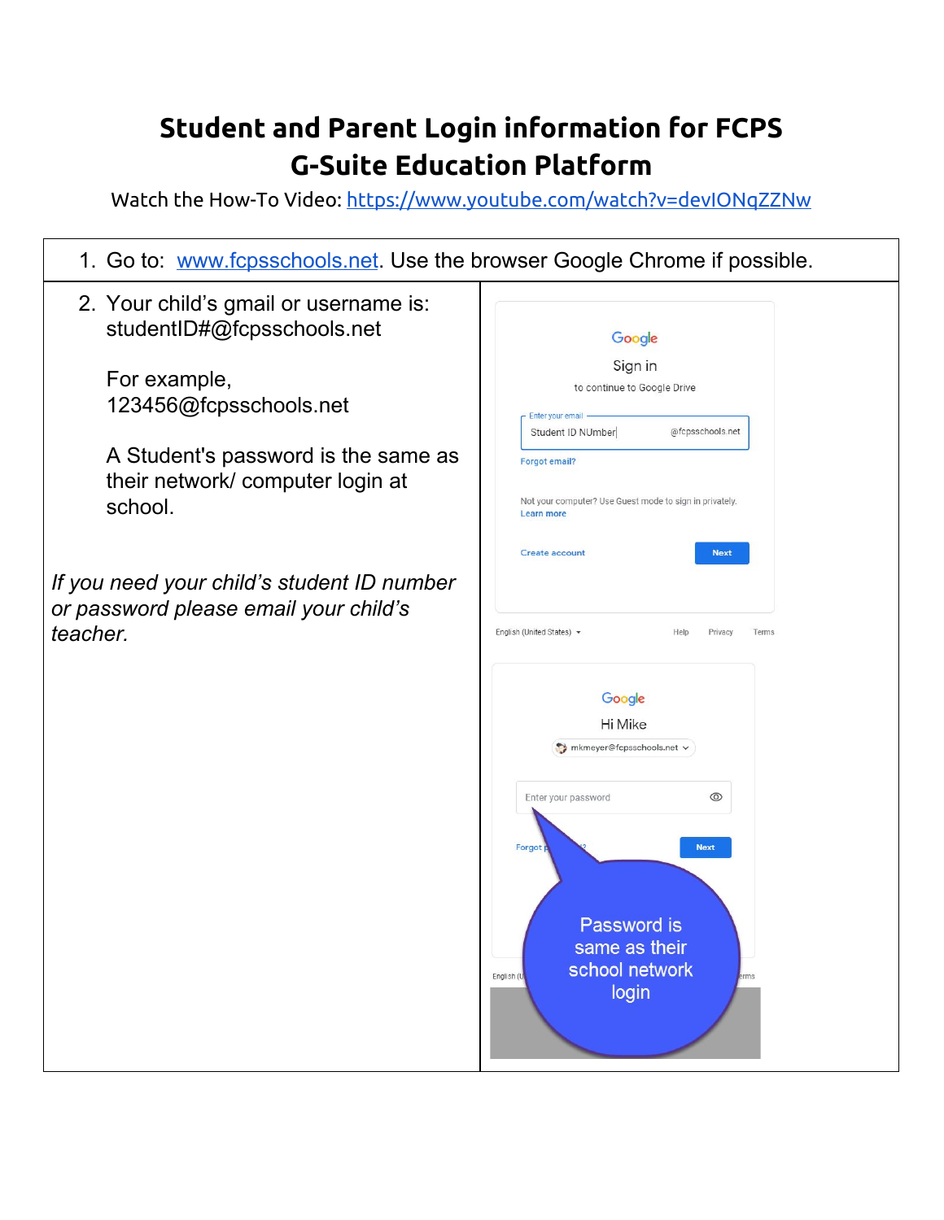# Student and Parent Login information for FCPS G-Suite Education Platform

Watch the How-To Video: https://www.youtube.com/watch?v=devIONqZZNw

1. Go to: www.fcpsschools.net. Use the browser Google Chrome if possible.

2. Your child's gmail or username is: studentID#@fcpsschools.net

   For example, 123456@fcpsschools.net

   A Student's password is the same as their network/ computer login at school.

*If you need your child's student ID number or password please email your child's teacher.*

Google

Sign in

to continue to Google Drive

Enter your email

Student ID NUmber @fcpsschools.net

Forgot email?

Not your computer? Use Guest mode to sign in privately.
Learn more

Create account | Next

English (United States) | Help | Privacy | Terms

Google

Hi Mike

mkmeyer@fcpsschools.net

Enter your password

Forgot password? | Next

Password is same as their school network login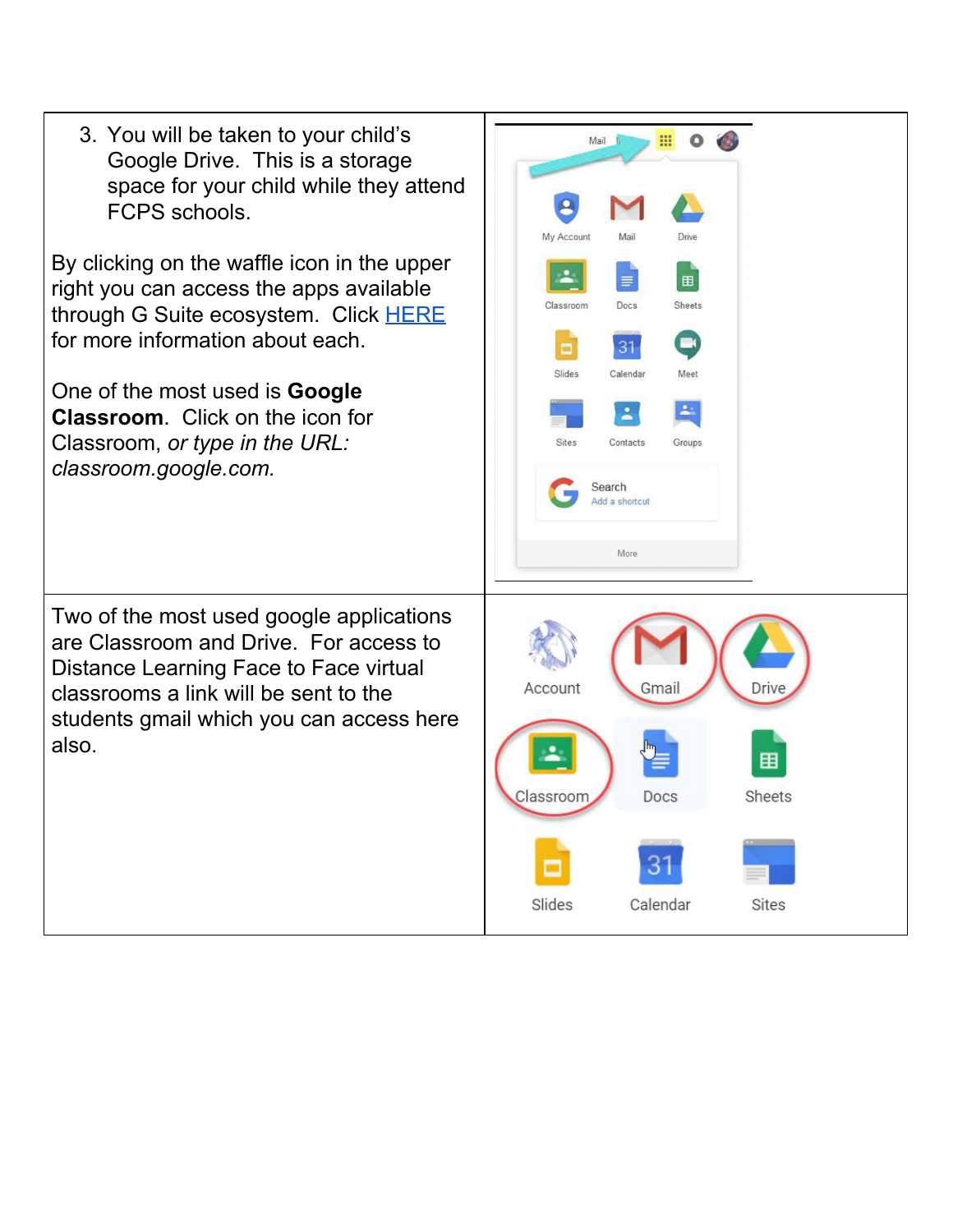3. You will be taken to your child's Google Drive. This is a storage space for your child while they attend FCPS schools.

By clicking on the waffle icon in the upper right you can access the apps available through G Suite ecosystem. Click [HERE](#) for more information about each.

One of the most used is **Google Classroom**. Click on the icon for Classroom, *or type in the URL: classroom.google.com.*

Two of the most used google applications are Classroom and Drive. For access to Distance Learning Face to Face virtual classrooms a link will be sent to the students gmail which you can access here also.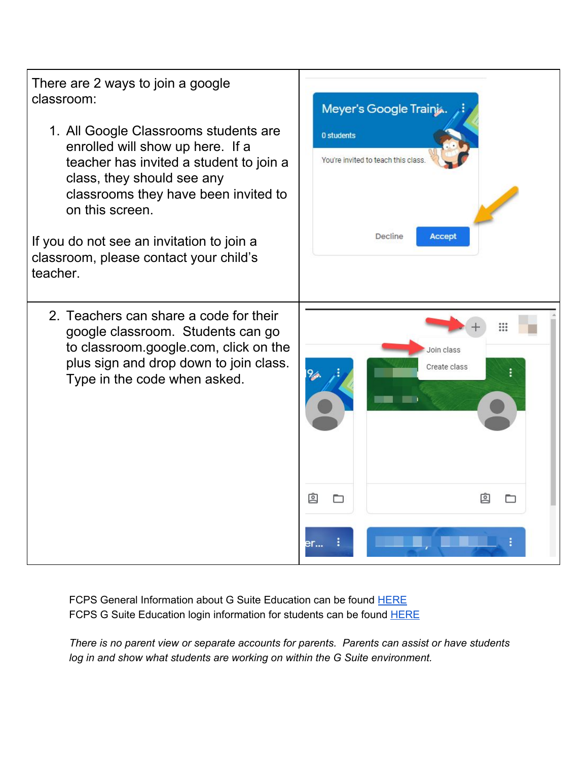| | |
|---|---|
| There are 2 ways to join a google classroom:<br><br>1. All Google Classrooms students are enrolled will show up here. If a teacher has invited a student to join a class, they should see any classrooms they have been invited to on this screen.<br><br>If you do not see an invitation to join a classroom, please contact your child's teacher. | |
| 2. Teachers can share a code for their google classroom. Students can go to classroom.google.com, click on the plus sign and drop down to join class. Type in the code when asked. | |

FCPS General Information about G Suite Education can be found HERE
FCPS G Suite Education login information for students can be found HERE

*There is no parent view or separate accounts for parents. Parents can assist or have students log in and show what students are working on within the G Suite environment.*